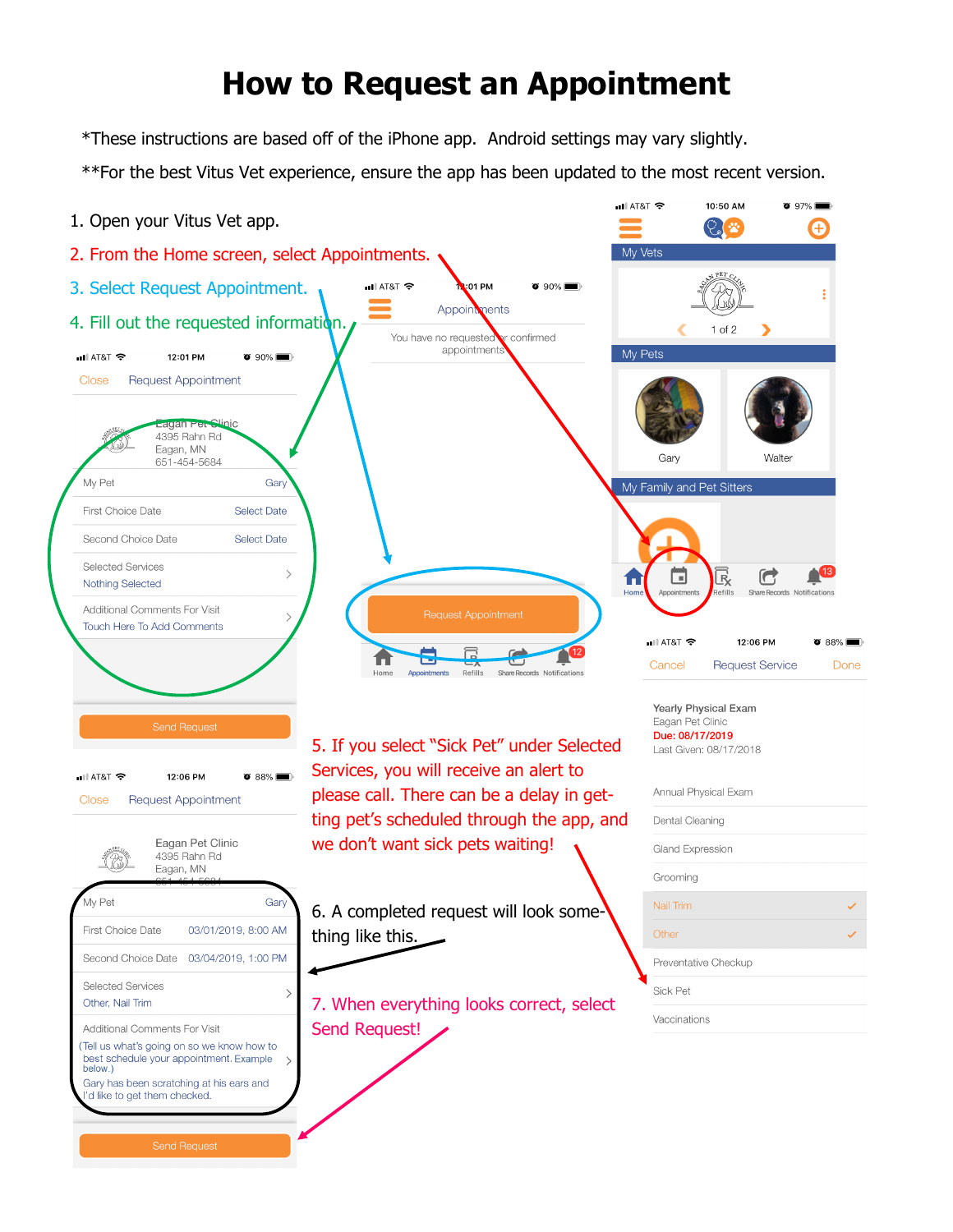# How to Request an Appointment

*These instructions are based off of the iPhone app. Android settings may vary slightly.

**For the best Vitus Vet experience, ensure the app has been updated to the most recent version.

1. Open your Vitus Vet app.
2. From the Home screen, select Appointments.
3. Select Request Appointment.
4. Fill out the requested information.
5. If you select "Sick Pet" under Selected Services, you will receive an alert to please call. There can be a delay in getting pet's scheduled through the app, and we don't want sick pets waiting!
6. A completed request will look something like this.
7. When everything looks correct, select Send Request!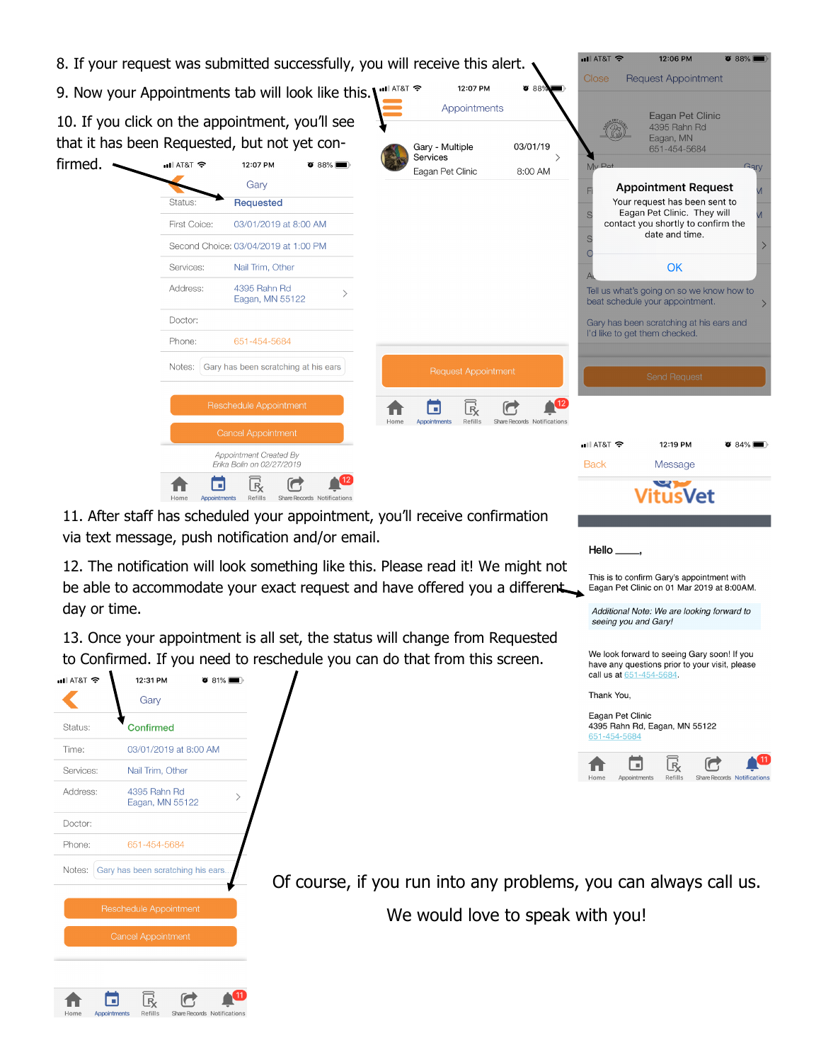8. If your request was submitted successfully, you will receive this alert.

9. Now your Appointments tab will look like this.

10. If you click on the appointment, you'll see that it has been Requested, but not yet confirmed.

11. After staff has scheduled your appointment, you'll receive confirmation via text message, push notification and/or email.

12. The notification will look something like this. Please read it! We might not be able to accommodate your exact request and have offered you a different day or time.

13. Once your appointment is all set, the status will change from Requested to Confirmed. If you need to reschedule you can do that from this screen.

Of course, if you run into any problems, you can always call us.

We would love to speak with you!